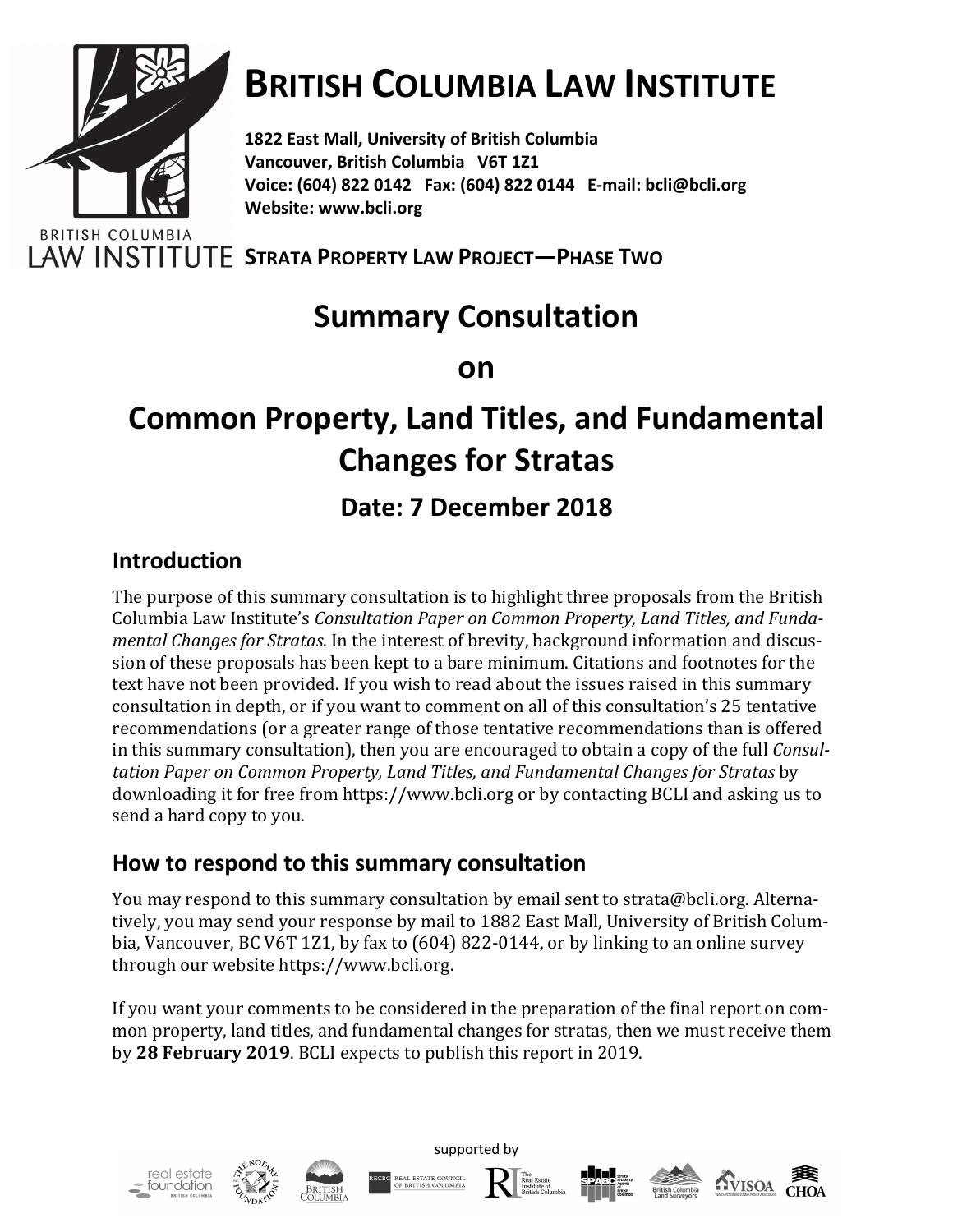# BRITISH COLUMBIA LAW INSTITUTE

**1822 East Mall, University of British Columbia**
**Vancouver, British Columbia V6T 1Z1**
**Voice: (604) 822 0142 Fax: (604) 822 0144 E-mail: bcli@bcli.org**
**Website: www.bcli.org**

**STRATA PROPERTY LAW PROJECT—PHASE TWO**

# Summary Consultation on Common Property, Land Titles, and Fundamental Changes for Stratas

## Date: 7 December 2018

## Introduction

The purpose of this summary consultation is to highlight three proposals from the British Columbia Law Institute's *Consultation Paper on Common Property, Land Titles, and Fundamental Changes for Stratas*. In the interest of brevity, background information and discussion of these proposals has been kept to a bare minimum. Citations and footnotes for the text have not been provided. If you wish to read about the issues raised in this summary consultation in depth, or if you want to comment on all of this consultation's 25 tentative recommendations (or a greater range of those tentative recommendations than is offered in this summary consultation), then you are encouraged to obtain a copy of the full *Consultation Paper on Common Property, Land Titles, and Fundamental Changes for Stratas* by downloading it for free from https://www.bcli.org or by contacting BCLI and asking us to send a hard copy to you.

## How to respond to this summary consultation

You may respond to this summary consultation by email sent to strata@bcli.org. Alternatively, you may send your response by mail to 1882 East Mall, University of British Columbia, Vancouver, BC V6T 1Z1, by fax to (604) 822-0144, or by linking to an online survey through our website https://www.bcli.org.

If you want your comments to be considered in the preparation of the final report on common property, land titles, and fundamental changes for stratas, then we must receive them by **28 February 2019**. BCLI expects to publish this report in 2019.

supported by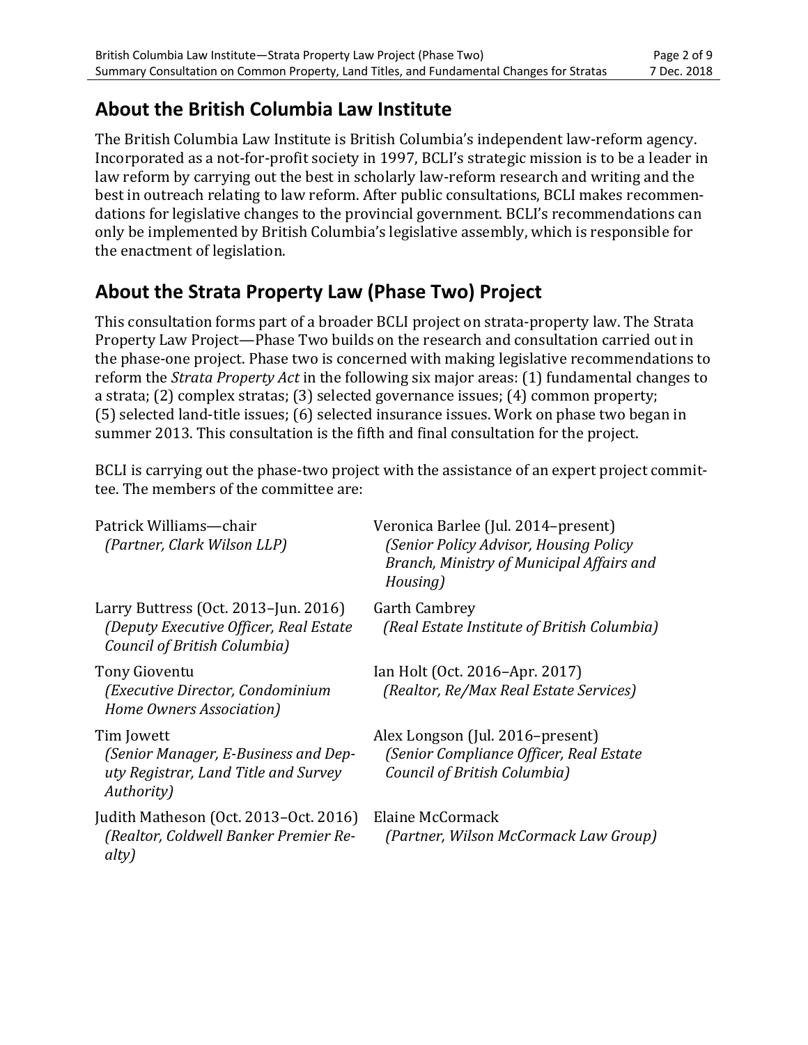## About the British Columbia Law Institute

The British Columbia Law Institute is British Columbia's independent law-reform agency. Incorporated as a not-for-profit society in 1997, BCLI's strategic mission is to be a leader in law reform by carrying out the best in scholarly law-reform research and writing and the best in outreach relating to law reform. After public consultations, BCLI makes recommendations for legislative changes to the provincial government. BCLI's recommendations can only be implemented by British Columbia's legislative assembly, which is responsible for the enactment of legislation.

## About the Strata Property Law (Phase Two) Project

This consultation forms part of a broader BCLI project on strata-property law. The Strata Property Law Project—Phase Two builds on the research and consultation carried out in the phase-one project. Phase two is concerned with making legislative recommendations to reform the *Strata Property Act* in the following six major areas: (1) fundamental changes to a strata; (2) complex stratas; (3) selected governance issues; (4) common property; (5) selected land-title issues; (6) selected insurance issues. Work on phase two began in summer 2013. This consultation is the fifth and final consultation for the project.

BCLI is carrying out the phase-two project with the assistance of an expert project committee. The members of the committee are:

Patrick Williams—chair
*(Partner, Clark Wilson LLP)*

Veronica Barlee (Jul. 2014–present)
*(Senior Policy Advisor, Housing Policy Branch, Ministry of Municipal Affairs and Housing)*

Larry Buttress (Oct. 2013–Jun. 2016)
*(Deputy Executive Officer, Real Estate Council of British Columbia)*

Garth Cambrey
*(Real Estate Institute of British Columbia)*

Tony Gioventu
*(Executive Director, Condominium Home Owners Association)*

Ian Holt (Oct. 2016–Apr. 2017)
*(Realtor, Re/Max Real Estate Services)*

Tim Jowett
*(Senior Manager, E-Business and Deputy Registrar, Land Title and Survey Authority)*

Alex Longson (Jul. 2016–present)
*(Senior Compliance Officer, Real Estate Council of British Columbia)*

Judith Matheson (Oct. 2013–Oct. 2016)
*(Realtor, Coldwell Banker Premier Realty)*

Elaine McCormack
*(Partner, Wilson McCormack Law Group)*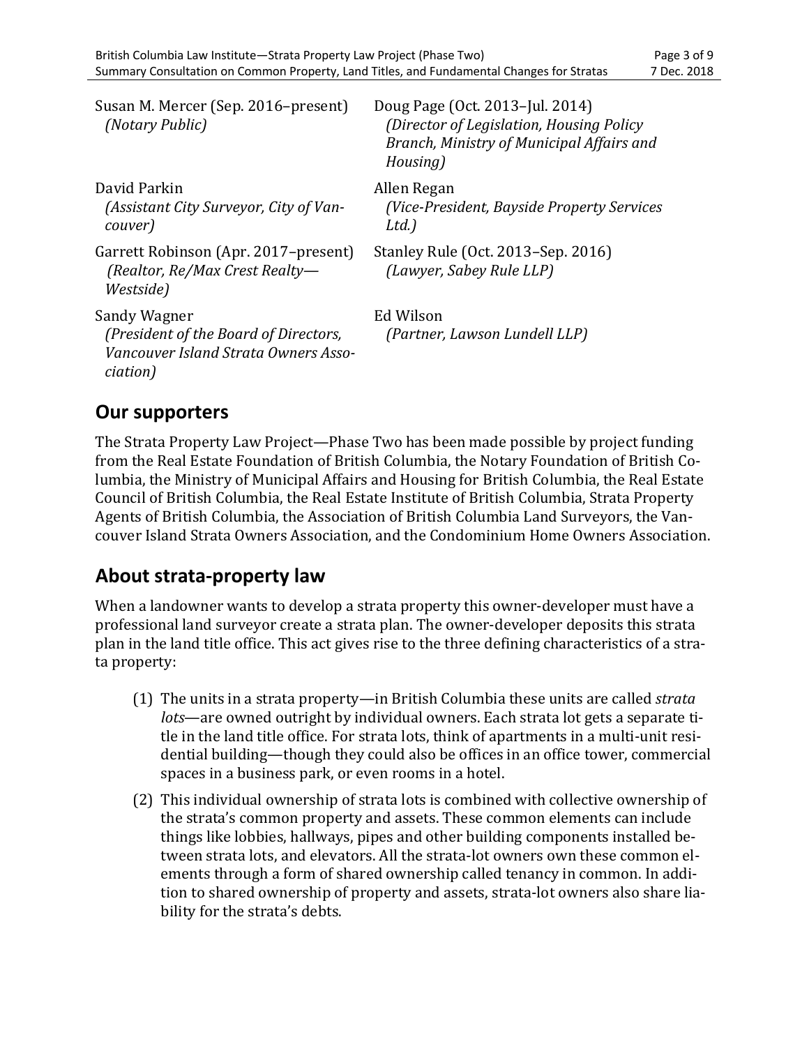Susan M. Mercer (Sep. 2016–present)
*(Notary Public)*

Doug Page (Oct. 2013–Jul. 2014)
*(Director of Legislation, Housing Policy Branch, Ministry of Municipal Affairs and Housing)*

David Parkin
*(Assistant City Surveyor, City of Vancouver)*

Allen Regan
*(Vice-President, Bayside Property Services Ltd.)*

Garrett Robinson (Apr. 2017–present)
*(Realtor, Re/Max Crest Realty—Westside)*

Stanley Rule (Oct. 2013–Sep. 2016)
*(Lawyer, Sabey Rule LLP)*

Sandy Wagner
*(President of the Board of Directors, Vancouver Island Strata Owners Association)*

Ed Wilson
*(Partner, Lawson Lundell LLP)*

## Our supporters

The Strata Property Law Project—Phase Two has been made possible by project funding from the Real Estate Foundation of British Columbia, the Notary Foundation of British Columbia, the Ministry of Municipal Affairs and Housing for British Columbia, the Real Estate Council of British Columbia, the Real Estate Institute of British Columbia, Strata Property Agents of British Columbia, the Association of British Columbia Land Surveyors, the Vancouver Island Strata Owners Association, and the Condominium Home Owners Association.

## About strata-property law

When a landowner wants to develop a strata property this owner-developer must have a professional land surveyor create a strata plan. The owner-developer deposits this strata plan in the land title office. This act gives rise to the three defining characteristics of a strata property:

(1) The units in a strata property—in British Columbia these units are called *strata lots*—are owned outright by individual owners. Each strata lot gets a separate title in the land title office. For strata lots, think of apartments in a multi-unit residential building—though they could also be offices in an office tower, commercial spaces in a business park, or even rooms in a hotel.

(2) This individual ownership of strata lots is combined with collective ownership of the strata's common property and assets. These common elements can include things like lobbies, hallways, pipes and other building components installed between strata lots, and elevators. All the strata-lot owners own these common elements through a form of shared ownership called tenancy in common. In addition to shared ownership of property and assets, strata-lot owners also share liability for the strata's debts.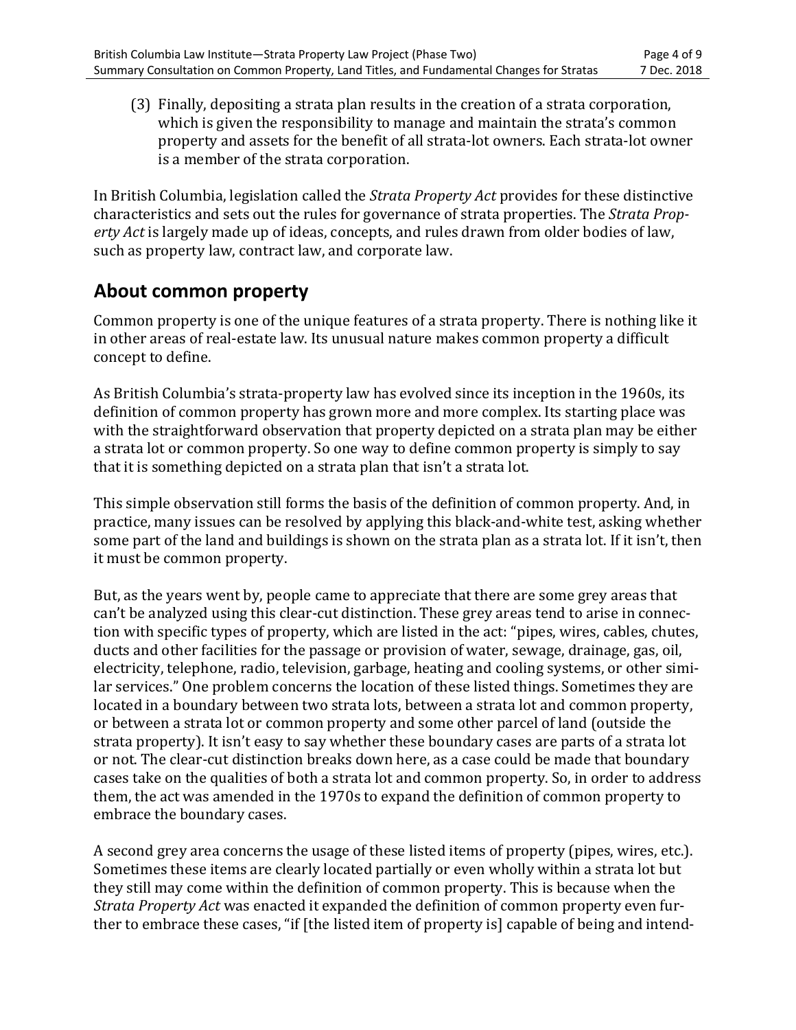(3) Finally, depositing a strata plan results in the creation of a strata corporation, which is given the responsibility to manage and maintain the strata's common property and assets for the benefit of all strata-lot owners. Each strata-lot owner is a member of the strata corporation.

In British Columbia, legislation called the *Strata Property Act* provides for these distinctive characteristics and sets out the rules for governance of strata properties. The *Strata Property Act* is largely made up of ideas, concepts, and rules drawn from older bodies of law, such as property law, contract law, and corporate law.

## About common property

Common property is one of the unique features of a strata property. There is nothing like it in other areas of real-estate law. Its unusual nature makes common property a difficult concept to define.

As British Columbia's strata-property law has evolved since its inception in the 1960s, its definition of common property has grown more and more complex. Its starting place was with the straightforward observation that property depicted on a strata plan may be either a strata lot or common property. So one way to define common property is simply to say that it is something depicted on a strata plan that isn't a strata lot.

This simple observation still forms the basis of the definition of common property. And, in practice, many issues can be resolved by applying this black-and-white test, asking whether some part of the land and buildings is shown on the strata plan as a strata lot. If it isn't, then it must be common property.

But, as the years went by, people came to appreciate that there are some grey areas that can't be analyzed using this clear-cut distinction. These grey areas tend to arise in connection with specific types of property, which are listed in the act: "pipes, wires, cables, chutes, ducts and other facilities for the passage or provision of water, sewage, drainage, gas, oil, electricity, telephone, radio, television, garbage, heating and cooling systems, or other similar services." One problem concerns the location of these listed things. Sometimes they are located in a boundary between two strata lots, between a strata lot and common property, or between a strata lot or common property and some other parcel of land (outside the strata property). It isn't easy to say whether these boundary cases are parts of a strata lot or not. The clear-cut distinction breaks down here, as a case could be made that boundary cases take on the qualities of both a strata lot and common property. So, in order to address them, the act was amended in the 1970s to expand the definition of common property to embrace the boundary cases.

A second grey area concerns the usage of these listed items of property (pipes, wires, etc.). Sometimes these items are clearly located partially or even wholly within a strata lot but they still may come within the definition of common property. This is because when the *Strata Property Act* was enacted it expanded the definition of common property even further to embrace these cases, "if [the listed item of property is] capable of being and intend-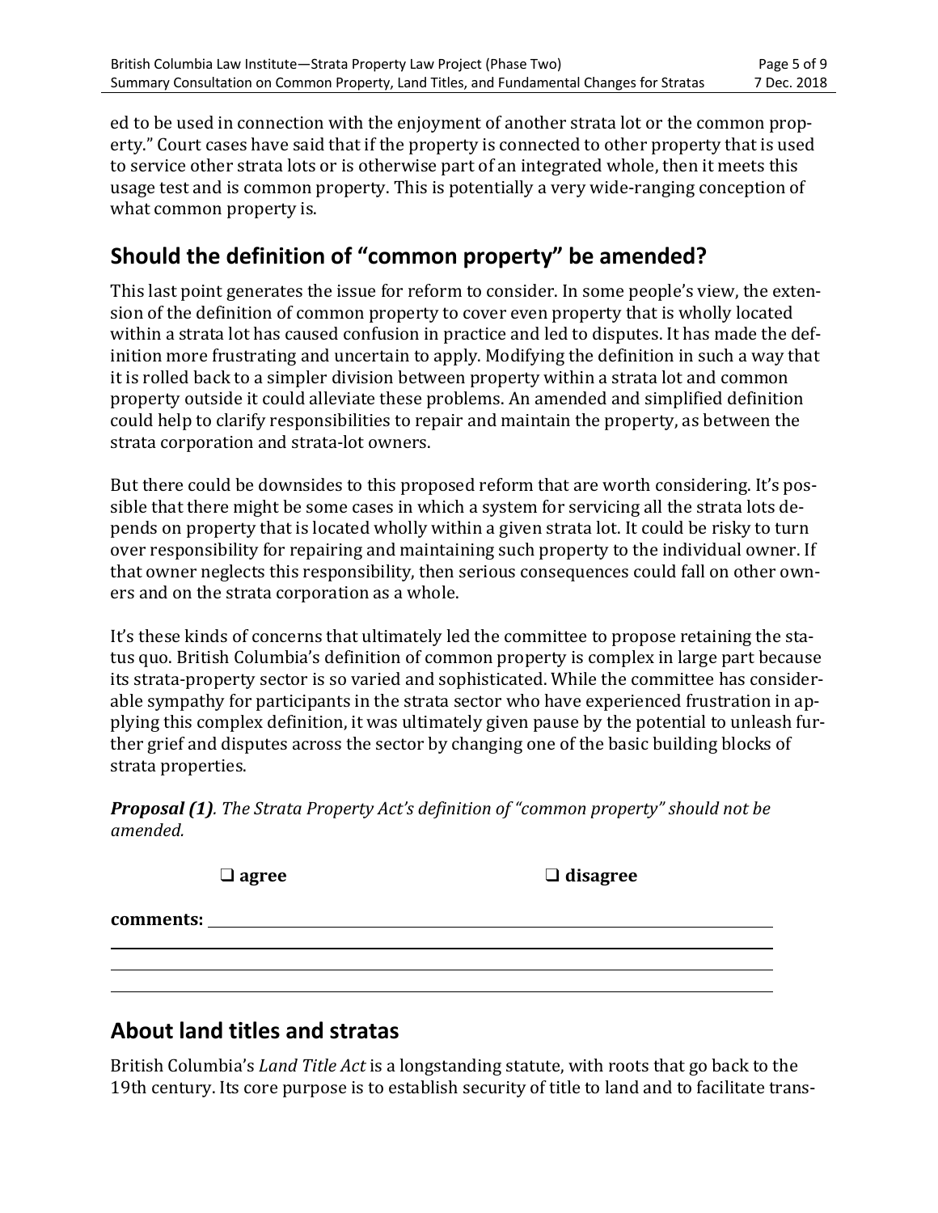ed to be used in connection with the enjoyment of another strata lot or the common property." Court cases have said that if the property is connected to other property that is used to service other strata lots or is otherwise part of an integrated whole, then it meets this usage test and is common property. This is potentially a very wide-ranging conception of what common property is.

## Should the definition of "common property" be amended?

This last point generates the issue for reform to consider. In some people's view, the extension of the definition of common property to cover even property that is wholly located within a strata lot has caused confusion in practice and led to disputes. It has made the definition more frustrating and uncertain to apply. Modifying the definition in such a way that it is rolled back to a simpler division between property within a strata lot and common property outside it could alleviate these problems. An amended and simplified definition could help to clarify responsibilities to repair and maintain the property, as between the strata corporation and strata-lot owners.

But there could be downsides to this proposed reform that are worth considering. It's possible that there might be some cases in which a system for servicing all the strata lots depends on property that is located wholly within a given strata lot. It could be risky to turn over responsibility for repairing and maintaining such property to the individual owner. If that owner neglects this responsibility, then serious consequences could fall on other owners and on the strata corporation as a whole.

It's these kinds of concerns that ultimately led the committee to propose retaining the status quo. British Columbia's definition of common property is complex in large part because its strata-property sector is so varied and sophisticated. While the committee has considerable sympathy for participants in the strata sector who have experienced frustration in applying this complex definition, it was ultimately given pause by the potential to unleash further grief and disputes across the sector by changing one of the basic building blocks of strata properties.

***Proposal (1)****. The Strata Property Act's definition of "common property" should not be amended.*

❑ **agree** ❑ **disagree**

**comments:** ______________________________________________

______________________________________________

______________________________________________

______________________________________________

## About land titles and stratas

British Columbia's *Land Title Act* is a longstanding statute, with roots that go back to the 19th century. Its core purpose is to establish security of title to land and to facilitate trans-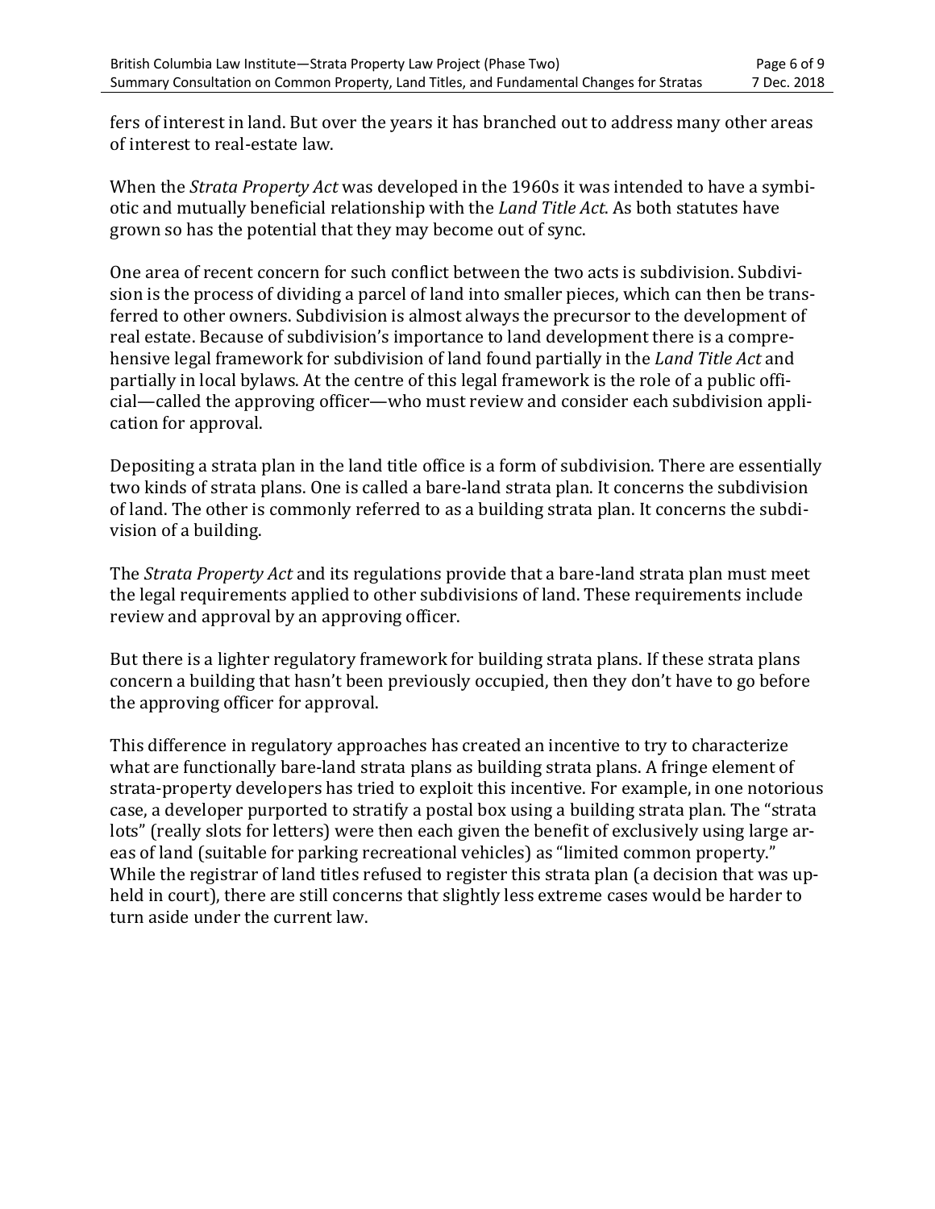fers of interest in land. But over the years it has branched out to address many other areas of interest to real-estate law.

When the *Strata Property Act* was developed in the 1960s it was intended to have a symbiotic and mutually beneficial relationship with the *Land Title Act*. As both statutes have grown so has the potential that they may become out of sync.

One area of recent concern for such conflict between the two acts is subdivision. Subdivision is the process of dividing a parcel of land into smaller pieces, which can then be transferred to other owners. Subdivision is almost always the precursor to the development of real estate. Because of subdivision's importance to land development there is a comprehensive legal framework for subdivision of land found partially in the *Land Title Act* and partially in local bylaws. At the centre of this legal framework is the role of a public official—called the approving officer—who must review and consider each subdivision application for approval.

Depositing a strata plan in the land title office is a form of subdivision. There are essentially two kinds of strata plans. One is called a bare-land strata plan. It concerns the subdivision of land. The other is commonly referred to as a building strata plan. It concerns the subdivision of a building.

The *Strata Property Act* and its regulations provide that a bare-land strata plan must meet the legal requirements applied to other subdivisions of land. These requirements include review and approval by an approving officer.

But there is a lighter regulatory framework for building strata plans. If these strata plans concern a building that hasn't been previously occupied, then they don't have to go before the approving officer for approval.

This difference in regulatory approaches has created an incentive to try to characterize what are functionally bare-land strata plans as building strata plans. A fringe element of strata-property developers has tried to exploit this incentive. For example, in one notorious case, a developer purported to stratify a postal box using a building strata plan. The "strata lots" (really slots for letters) were then each given the benefit of exclusively using large areas of land (suitable for parking recreational vehicles) as "limited common property." While the registrar of land titles refused to register this strata plan (a decision that was upheld in court), there are still concerns that slightly less extreme cases would be harder to turn aside under the current law.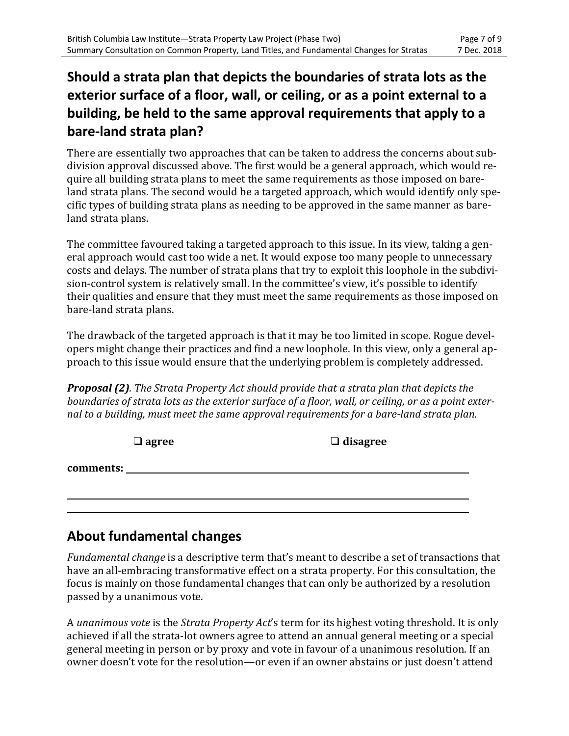## Should a strata plan that depicts the boundaries of strata lots as the exterior surface of a floor, wall, or ceiling, or as a point external to a building, be held to the same approval requirements that apply to a bare-land strata plan?

There are essentially two approaches that can be taken to address the concerns about subdivision approval discussed above. The first would be a general approach, which would require all building strata plans to meet the same requirements as those imposed on bare-land strata plans. The second would be a targeted approach, which would identify only specific types of building strata plans as needing to be approved in the same manner as bare-land strata plans.

The committee favoured taking a targeted approach to this issue. In its view, taking a general approach would cast too wide a net. It would expose too many people to unnecessary costs and delays. The number of strata plans that try to exploit this loophole in the subdivision-control system is relatively small. In the committee's view, it's possible to identify their qualities and ensure that they must meet the same requirements as those imposed on bare-land strata plans.

The drawback of the targeted approach is that it may be too limited in scope. Rogue developers might change their practices and find a new loophole. In this view, only a general approach to this issue would ensure that the underlying problem is completely addressed.

***Proposal (2)**. The Strata Property Act should provide that a strata plan that depicts the boundaries of strata lots as the exterior surface of a floor, wall, or ceiling, or as a point external to a building, must meet the same approval requirements for a bare-land strata plan.*

❑ **agree** ❑ **disagree**

**comments:** ____________________________________________

____________________________________________

____________________________________________

____________________________________________

## About fundamental changes

*Fundamental change* is a descriptive term that's meant to describe a set of transactions that have an all-embracing transformative effect on a strata property. For this consultation, the focus is mainly on those fundamental changes that can only be authorized by a resolution passed by a unanimous vote.

A *unanimous vote* is the *Strata Property Act*'s term for its highest voting threshold. It is only achieved if all the strata-lot owners agree to attend an annual general meeting or a special general meeting in person or by proxy and vote in favour of a unanimous resolution. If an owner doesn't vote for the resolution—or even if an owner abstains or just doesn't attend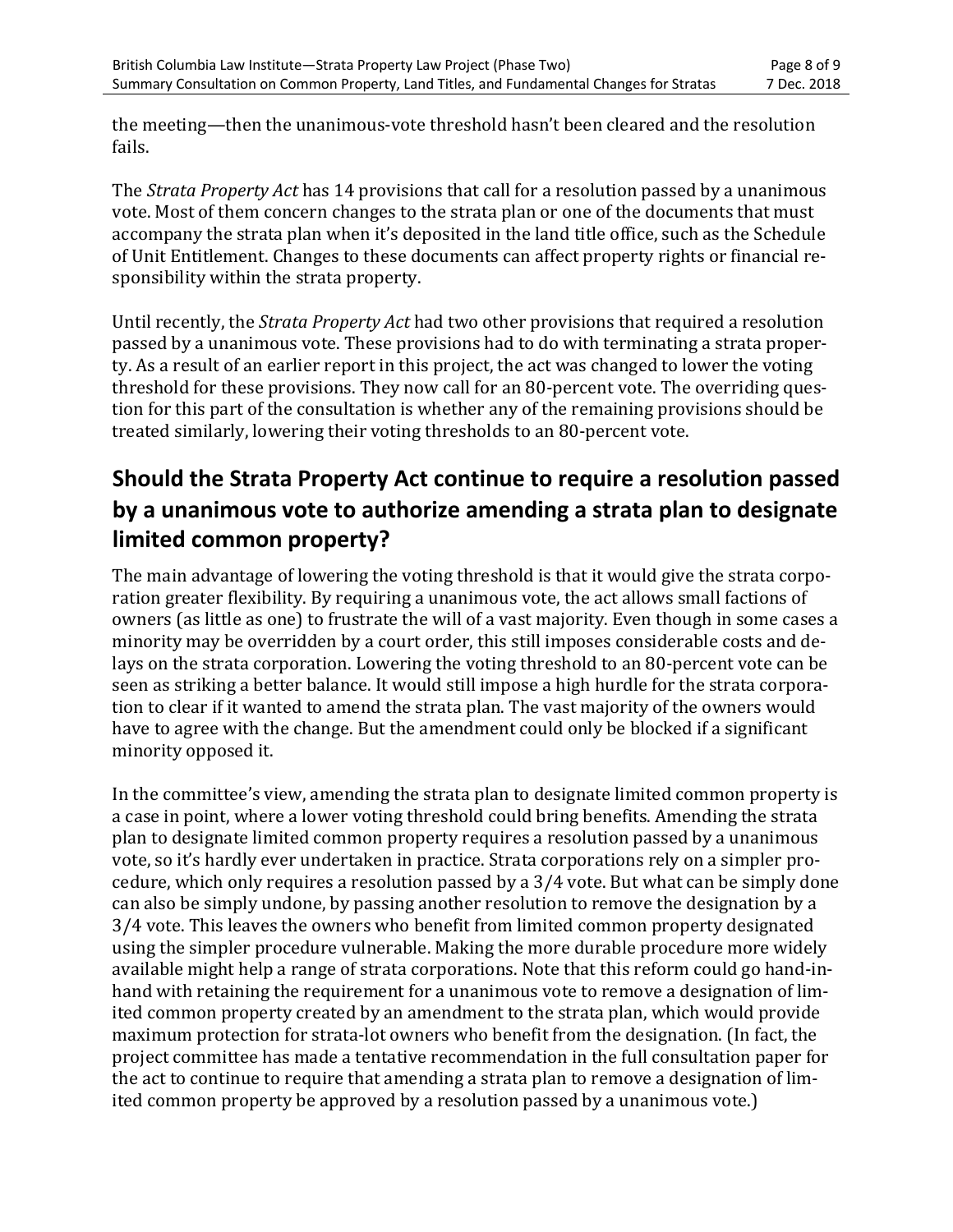the meeting—then the unanimous-vote threshold hasn't been cleared and the resolution fails.

The *Strata Property Act* has 14 provisions that call for a resolution passed by a unanimous vote. Most of them concern changes to the strata plan or one of the documents that must accompany the strata plan when it's deposited in the land title office, such as the Schedule of Unit Entitlement. Changes to these documents can affect property rights or financial responsibility within the strata property.

Until recently, the *Strata Property Act* had two other provisions that required a resolution passed by a unanimous vote. These provisions had to do with terminating a strata property. As a result of an earlier report in this project, the act was changed to lower the voting threshold for these provisions. They now call for an 80-percent vote. The overriding question for this part of the consultation is whether any of the remaining provisions should be treated similarly, lowering their voting thresholds to an 80-percent vote.

## Should the Strata Property Act continue to require a resolution passed by a unanimous vote to authorize amending a strata plan to designate limited common property?

The main advantage of lowering the voting threshold is that it would give the strata corporation greater flexibility. By requiring a unanimous vote, the act allows small factions of owners (as little as one) to frustrate the will of a vast majority. Even though in some cases a minority may be overridden by a court order, this still imposes considerable costs and delays on the strata corporation. Lowering the voting threshold to an 80-percent vote can be seen as striking a better balance. It would still impose a high hurdle for the strata corporation to clear if it wanted to amend the strata plan. The vast majority of the owners would have to agree with the change. But the amendment could only be blocked if a significant minority opposed it.

In the committee's view, amending the strata plan to designate limited common property is a case in point, where a lower voting threshold could bring benefits. Amending the strata plan to designate limited common property requires a resolution passed by a unanimous vote, so it's hardly ever undertaken in practice. Strata corporations rely on a simpler procedure, which only requires a resolution passed by a 3/4 vote. But what can be simply done can also be simply undone, by passing another resolution to remove the designation by a 3/4 vote. This leaves the owners who benefit from limited common property designated using the simpler procedure vulnerable. Making the more durable procedure more widely available might help a range of strata corporations. Note that this reform could go hand-in-hand with retaining the requirement for a unanimous vote to remove a designation of limited common property created by an amendment to the strata plan, which would provide maximum protection for strata-lot owners who benefit from the designation. (In fact, the project committee has made a tentative recommendation in the full consultation paper for the act to continue to require that amending a strata plan to remove a designation of limited common property be approved by a resolution passed by a unanimous vote.)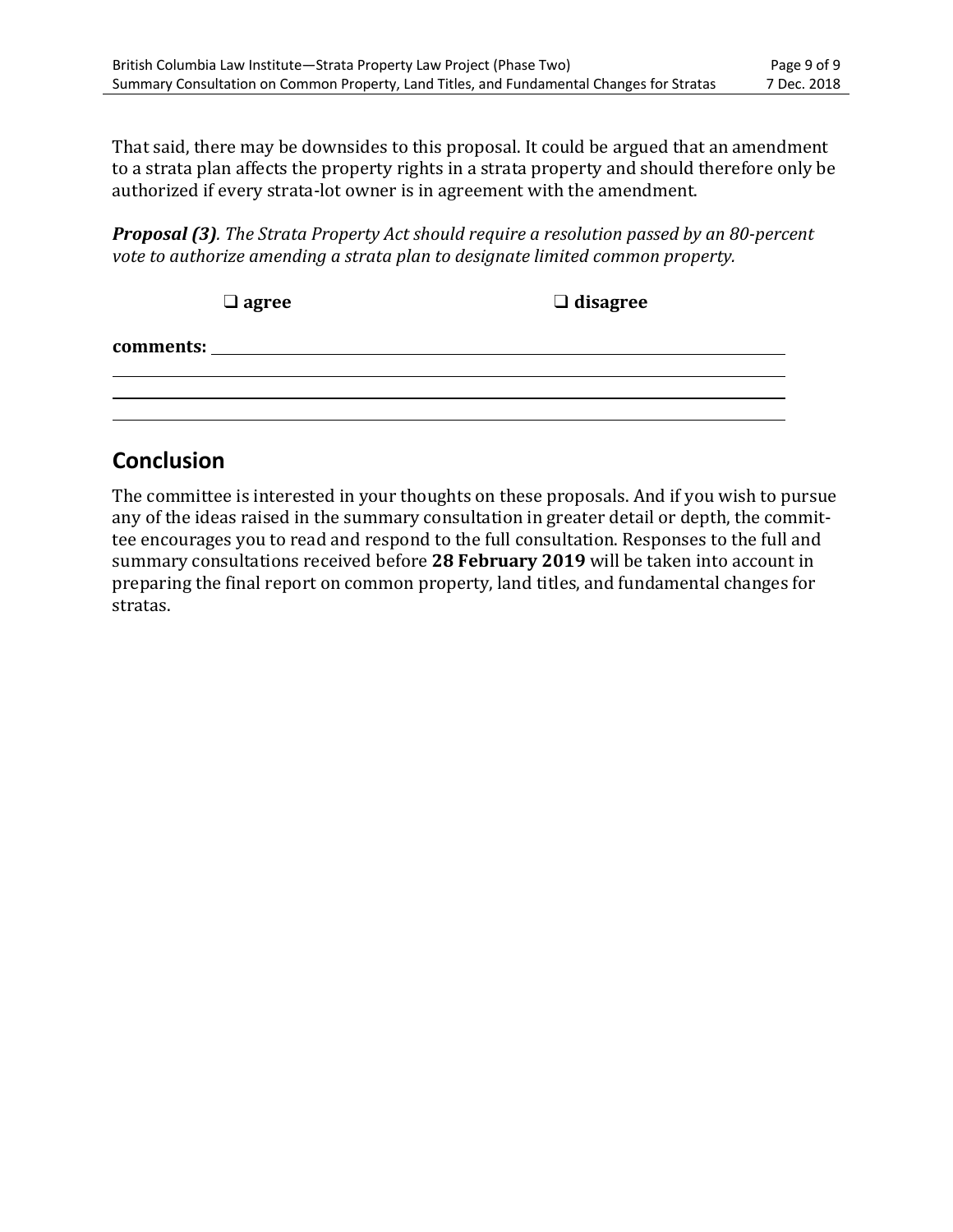That said, there may be downsides to this proposal. It could be argued that an amendment to a strata plan affects the property rights in a strata property and should therefore only be authorized if every strata-lot owner is in agreement with the amendment.

***Proposal (3)****. The Strata Property Act should require a resolution passed by an 80-percent vote to authorize amending a strata plan to designate limited common property.*

❑ **agree** ❑ **disagree**

**comments:** ______________________________________________

______________________________________________

______________________________________________

______________________________________________

## Conclusion

The committee is interested in your thoughts on these proposals. And if you wish to pursue any of the ideas raised in the summary consultation in greater detail or depth, the committee encourages you to read and respond to the full consultation. Responses to the full and summary consultations received before **28 February 2019** will be taken into account in preparing the final report on common property, land titles, and fundamental changes for stratas.